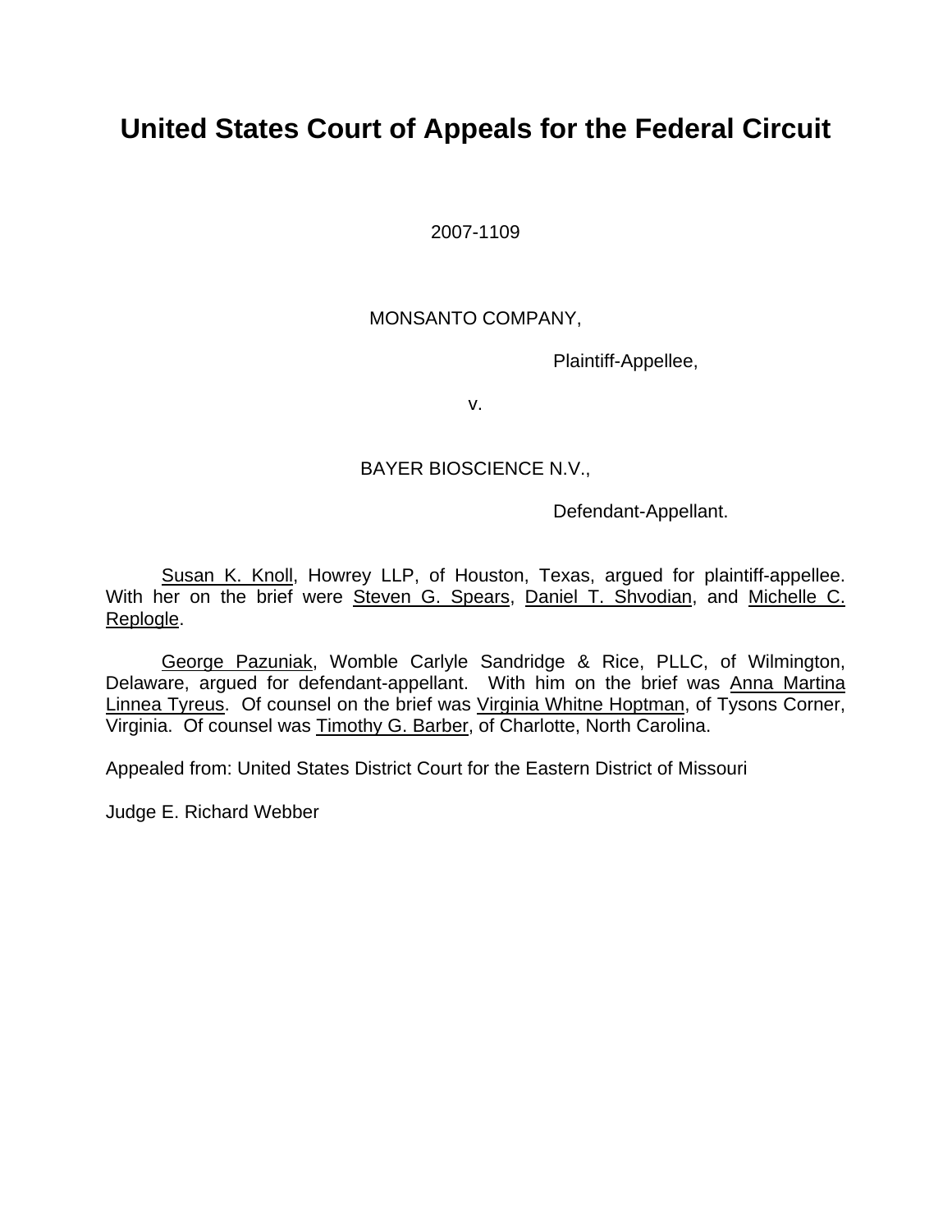# United States Court of Appeals for the Federal Circuit

2007-1109

MONSANTO COMPANY,

Plaintiff-Appellee,

v.

BAYER BIOSCIENCE N.V.,

Defendant-Appellant.

Susan K. Knoll, Howrey LLP, of Houston, Texas, argued for plaintiff-appellee. With her on the brief were Steven G. Spears, Daniel T. Shvodian, and Michelle C. Replogle.

George Pazuniak, Womble Carlyle Sandridge & Rice, PLLC, of Wilmington, Delaware, argued for defendant-appellant. With him on the brief was Anna Martina Linnea Tyreus. Of counsel on the brief was Virginia Whitne Hoptman, of Tysons Corner, Virginia. Of counsel was Timothy G. Barber, of Charlotte, North Carolina.

Appealed from: United States District Court for the Eastern District of Missouri

Judge E. Richard Webber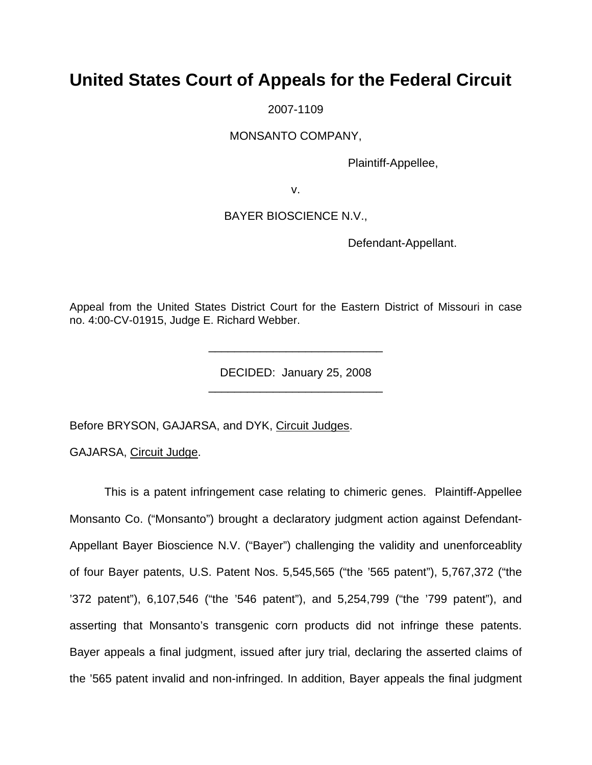# United States Court of Appeals for the Federal Circuit

2007-1109

MONSANTO COMPANY,

Plaintiff-Appellee,

v.

BAYER BIOSCIENCE N.V.,

Defendant-Appellant.

Appeal from the United States District Court for the Eastern District of Missouri in case no. 4:00-CV-01915, Judge E. Richard Webber.

---

DECIDED: January 25, 2008

---

Before BRYSON, GAJARSA, and DYK, Circuit Judges.

GAJARSA, Circuit Judge.

This is a patent infringement case relating to chimeric genes. Plaintiff-Appellee Monsanto Co. ("Monsanto") brought a declaratory judgment action against Defendant-Appellant Bayer Bioscience N.V. ("Bayer") challenging the validity and unenforceablity of four Bayer patents, U.S. Patent Nos. 5,545,565 ("the '565 patent"), 5,767,372 ("the '372 patent"), 6,107,546 ("the '546 patent"), and 5,254,799 ("the '799 patent"), and asserting that Monsanto's transgenic corn products did not infringe these patents. Bayer appeals a final judgment, issued after jury trial, declaring the asserted claims of the '565 patent invalid and non-infringed. In addition, Bayer appeals the final judgment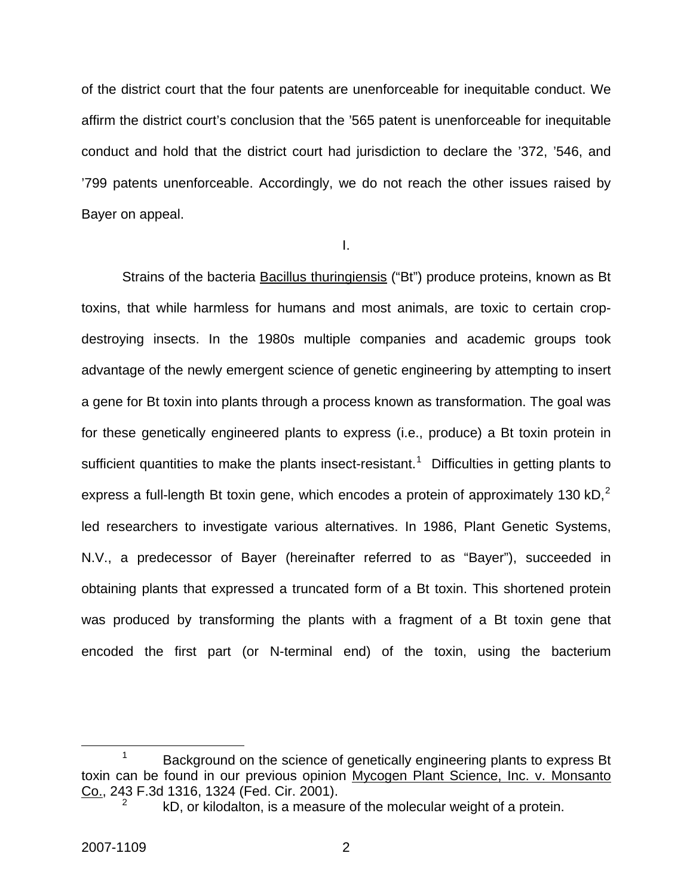of the district court that the four patents are unenforceable for inequitable conduct. We affirm the district court's conclusion that the '565 patent is unenforceable for inequitable conduct and hold that the district court had jurisdiction to declare the '372, '546, and '799 patents unenforceable. Accordingly, we do not reach the other issues raised by Bayer on appeal.

I.

Strains of the bacteria Bacillus thuringiensis ("Bt") produce proteins, known as Bt toxins, that while harmless for humans and most animals, are toxic to certain crop-destroying insects. In the 1980s multiple companies and academic groups took advantage of the newly emergent science of genetic engineering by attempting to insert a gene for Bt toxin into plants through a process known as transformation. The goal was for these genetically engineered plants to express (i.e., produce) a Bt toxin protein in sufficient quantities to make the plants insect-resistant.[1] Difficulties in getting plants to express a full-length Bt toxin gene, which encodes a protein of approximately 130 kD,[2] led researchers to investigate various alternatives. In 1986, Plant Genetic Systems, N.V., a predecessor of Bayer (hereinafter referred to as "Bayer"), succeeded in obtaining plants that expressed a truncated form of a Bt toxin. This shortened protein was produced by transforming the plants with a fragment of a Bt toxin gene that encoded the first part (or N-terminal end) of the toxin, using the bacterium

---

[1] Background on the science of genetically engineering plants to express Bt toxin can be found in our previous opinion Mycogen Plant Science, Inc. v. Monsanto Co., 243 F.3d 1316, 1324 (Fed. Cir. 2001).

[2] kD, or kilodalton, is a measure of the molecular weight of a protein.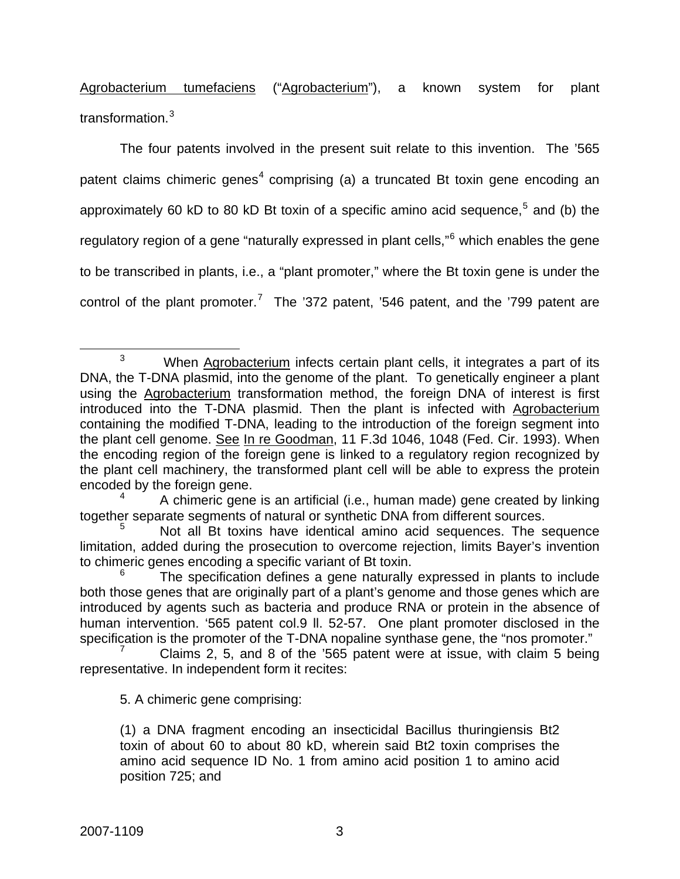Agrobacterium tumefaciens ("Agrobacterium"), a known system for plant transformation.[3]

The four patents involved in the present suit relate to this invention. The '565 patent claims chimeric genes[4] comprising (a) a truncated Bt toxin gene encoding an approximately 60 kD to 80 kD Bt toxin of a specific amino acid sequence,[5] and (b) the regulatory region of a gene "naturally expressed in plant cells,"[6] which enables the gene to be transcribed in plants, i.e., a "plant promoter," where the Bt toxin gene is under the control of the plant promoter.[7] The '372 patent, '546 patent, and the '799 patent are

---

[3] When Agrobacterium infects certain plant cells, it integrates a part of its DNA, the T-DNA plasmid, into the genome of the plant. To genetically engineer a plant using the Agrobacterium transformation method, the foreign DNA of interest is first introduced into the T-DNA plasmid. Then the plant is infected with Agrobacterium containing the modified T-DNA, leading to the introduction of the foreign segment into the plant cell genome. See In re Goodman, 11 F.3d 1046, 1048 (Fed. Cir. 1993). When the encoding region of the foreign gene is linked to a regulatory region recognized by the plant cell machinery, the transformed plant cell will be able to express the protein encoded by the foreign gene.

[4] A chimeric gene is an artificial (i.e., human made) gene created by linking together separate segments of natural or synthetic DNA from different sources.

[5] Not all Bt toxins have identical amino acid sequences. The sequence limitation, added during the prosecution to overcome rejection, limits Bayer's invention to chimeric genes encoding a specific variant of Bt toxin.

[6] The specification defines a gene naturally expressed in plants to include both those genes that are originally part of a plant's genome and those genes which are introduced by agents such as bacteria and produce RNA or protein in the absence of human intervention. '565 patent col.9 ll. 52-57. One plant promoter disclosed in the specification is the promoter of the T-DNA nopaline synthase gene, the "nos promoter."

[7] Claims 2, 5, and 8 of the '565 patent were at issue, with claim 5 being representative. In independent form it recites:

> 5. A chimeric gene comprising:
>
> (1) a DNA fragment encoding an insecticidal Bacillus thuringiensis Bt2 toxin of about 60 to about 80 kD, wherein said Bt2 toxin comprises the amino acid sequence ID No. 1 from amino acid position 1 to amino acid position 725; and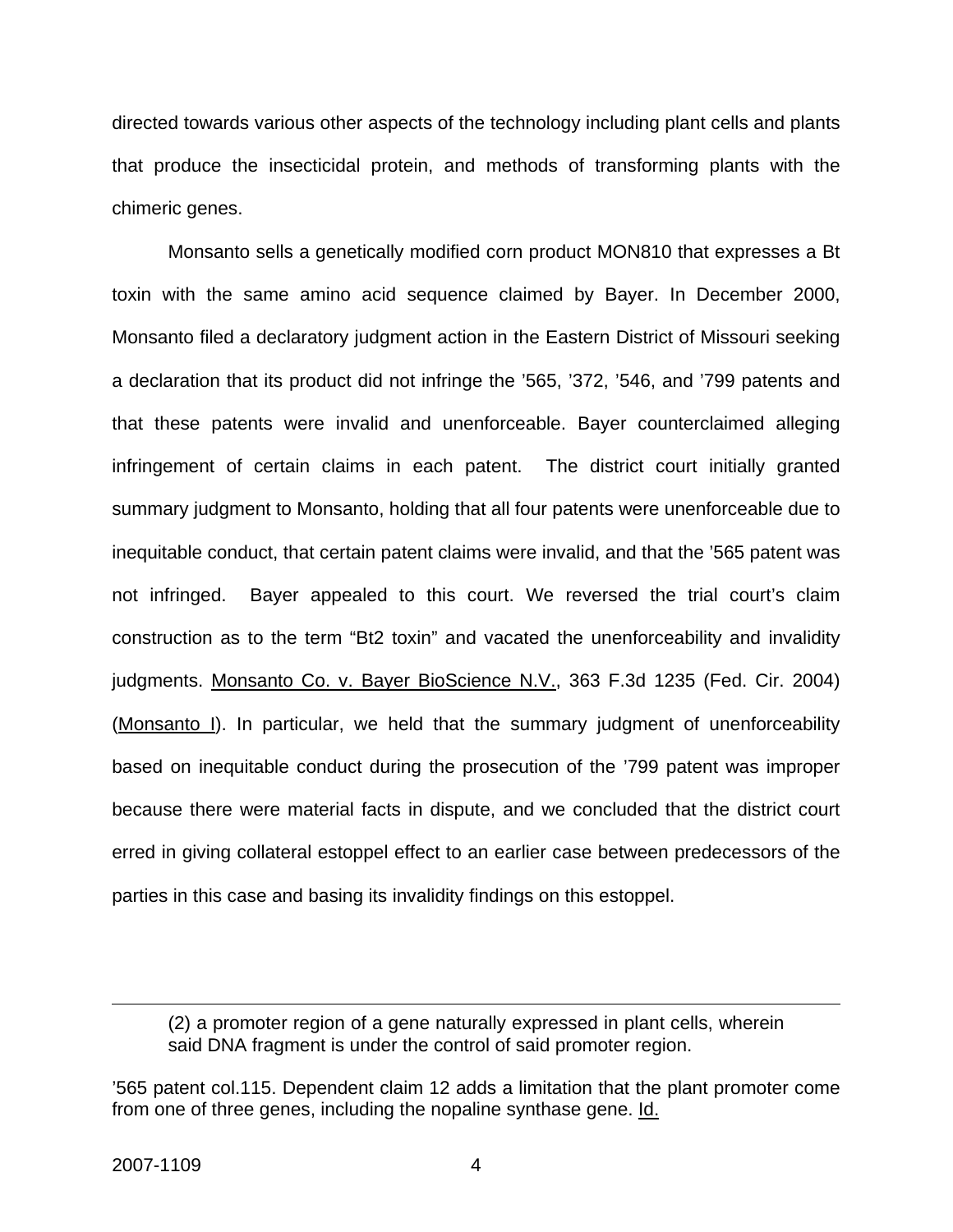directed towards various other aspects of the technology including plant cells and plants that produce the insecticidal protein, and methods of transforming plants with the chimeric genes.

Monsanto sells a genetically modified corn product MON810 that expresses a Bt toxin with the same amino acid sequence claimed by Bayer. In December 2000, Monsanto filed a declaratory judgment action in the Eastern District of Missouri seeking a declaration that its product did not infringe the '565, '372, '546, and '799 patents and that these patents were invalid and unenforceable. Bayer counterclaimed alleging infringement of certain claims in each patent. The district court initially granted summary judgment to Monsanto, holding that all four patents were unenforceable due to inequitable conduct, that certain patent claims were invalid, and that the '565 patent was not infringed. Bayer appealed to this court. We reversed the trial court's claim construction as to the term "Bt2 toxin" and vacated the unenforceability and invalidity judgments. Monsanto Co. v. Bayer BioScience N.V., 363 F.3d 1235 (Fed. Cir. 2004) (Monsanto I). In particular, we held that the summary judgment of unenforceability based on inequitable conduct during the prosecution of the '799 patent was improper because there were material facts in dispute, and we concluded that the district court erred in giving collateral estoppel effect to an earlier case between predecessors of the parties in this case and basing its invalidity findings on this estoppel.

---

> (2) a promoter region of a gene naturally expressed in plant cells, wherein said DNA fragment is under the control of said promoter region.

'565 patent col.115. Dependent claim 12 adds a limitation that the plant promoter come from one of three genes, including the nopaline synthase gene. Id.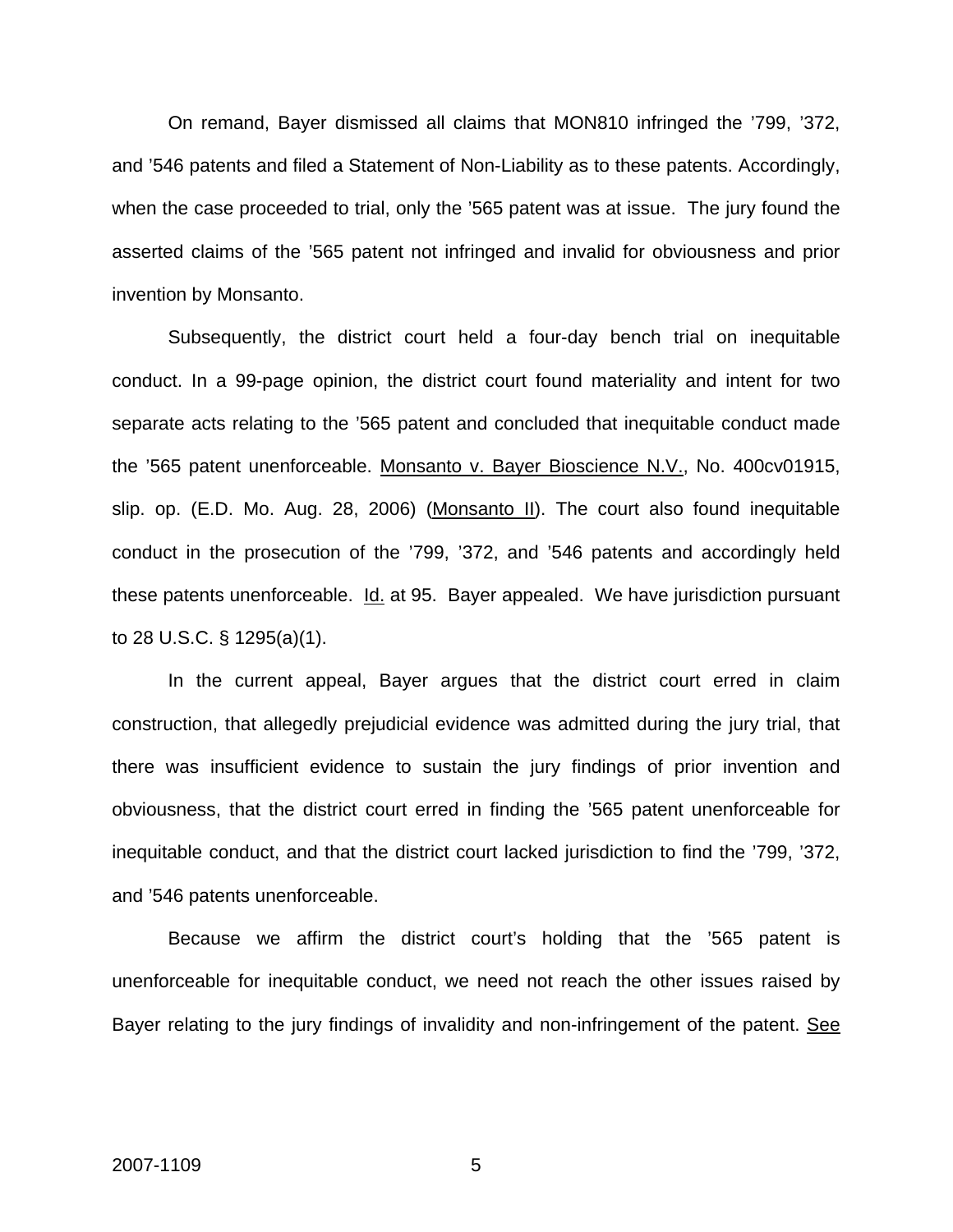On remand, Bayer dismissed all claims that MON810 infringed the '799, '372, and '546 patents and filed a Statement of Non-Liability as to these patents. Accordingly, when the case proceeded to trial, only the '565 patent was at issue. The jury found the asserted claims of the '565 patent not infringed and invalid for obviousness and prior invention by Monsanto.

Subsequently, the district court held a four-day bench trial on inequitable conduct. In a 99-page opinion, the district court found materiality and intent for two separate acts relating to the '565 patent and concluded that inequitable conduct made the '565 patent unenforceable. Monsanto v. Bayer Bioscience N.V., No. 400cv01915, slip. op. (E.D. Mo. Aug. 28, 2006) (Monsanto II). The court also found inequitable conduct in the prosecution of the '799, '372, and '546 patents and accordingly held these patents unenforceable. Id. at 95. Bayer appealed. We have jurisdiction pursuant to 28 U.S.C. § 1295(a)(1).

In the current appeal, Bayer argues that the district court erred in claim construction, that allegedly prejudicial evidence was admitted during the jury trial, that there was insufficient evidence to sustain the jury findings of prior invention and obviousness, that the district court erred in finding the '565 patent unenforceable for inequitable conduct, and that the district court lacked jurisdiction to find the '799, '372, and '546 patents unenforceable.

Because we affirm the district court's holding that the '565 patent is unenforceable for inequitable conduct, we need not reach the other issues raised by Bayer relating to the jury findings of invalidity and non-infringement of the patent. See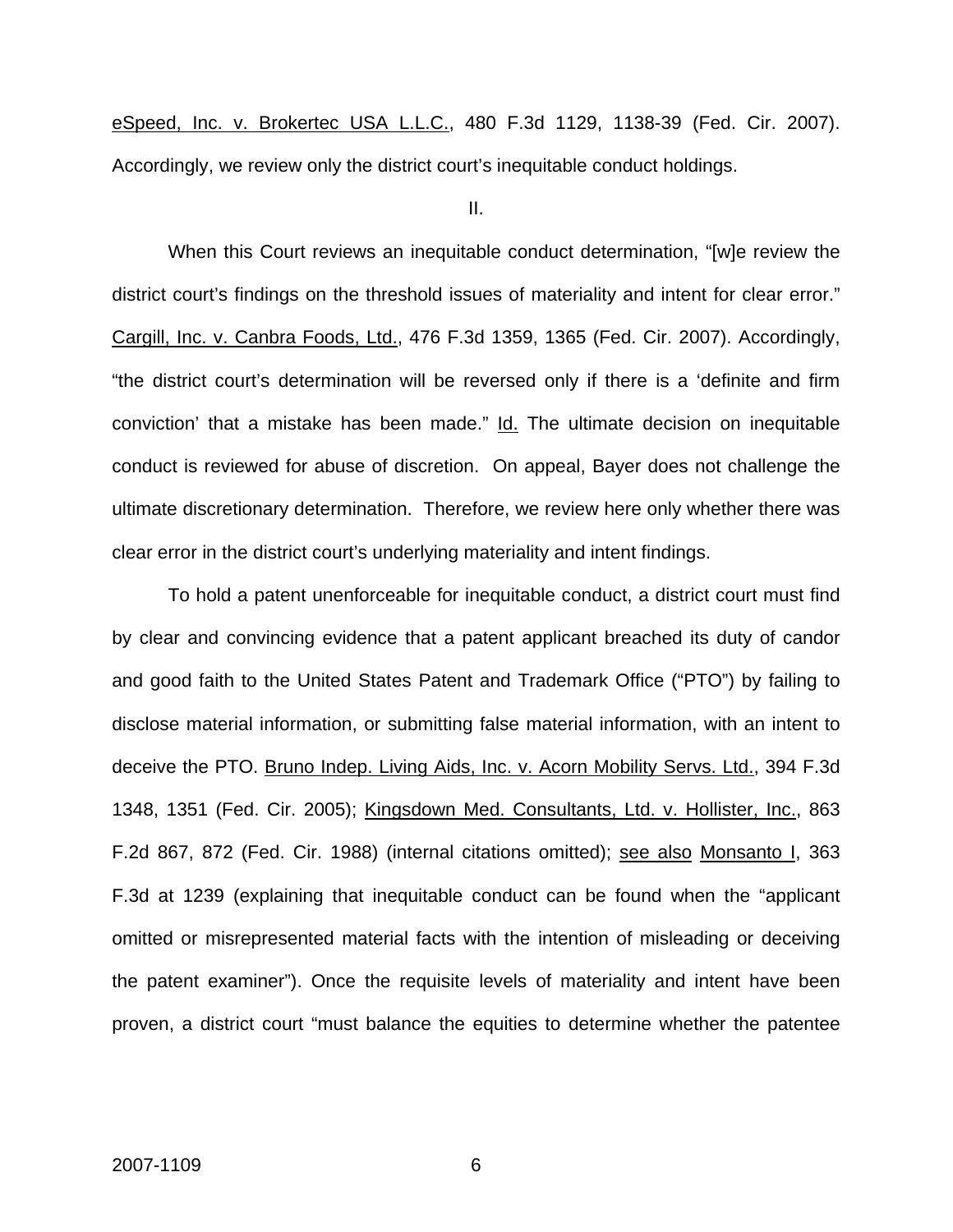eSpeed, Inc. v. Brokertec USA L.L.C., 480 F.3d 1129, 1138-39 (Fed. Cir. 2007). Accordingly, we review only the district court's inequitable conduct holdings.

II.

When this Court reviews an inequitable conduct determination, "[w]e review the district court's findings on the threshold issues of materiality and intent for clear error." Cargill, Inc. v. Canbra Foods, Ltd., 476 F.3d 1359, 1365 (Fed. Cir. 2007). Accordingly, "the district court's determination will be reversed only if there is a 'definite and firm conviction' that a mistake has been made." Id. The ultimate decision on inequitable conduct is reviewed for abuse of discretion. On appeal, Bayer does not challenge the ultimate discretionary determination. Therefore, we review here only whether there was clear error in the district court's underlying materiality and intent findings.

To hold a patent unenforceable for inequitable conduct, a district court must find by clear and convincing evidence that a patent applicant breached its duty of candor and good faith to the United States Patent and Trademark Office ("PTO") by failing to disclose material information, or submitting false material information, with an intent to deceive the PTO. Bruno Indep. Living Aids, Inc. v. Acorn Mobility Servs. Ltd., 394 F.3d 1348, 1351 (Fed. Cir. 2005); Kingsdown Med. Consultants, Ltd. v. Hollister, Inc., 863 F.2d 867, 872 (Fed. Cir. 1988) (internal citations omitted); see also Monsanto I, 363 F.3d at 1239 (explaining that inequitable conduct can be found when the "applicant omitted or misrepresented material facts with the intention of misleading or deceiving the patent examiner"). Once the requisite levels of materiality and intent have been proven, a district court "must balance the equities to determine whether the patentee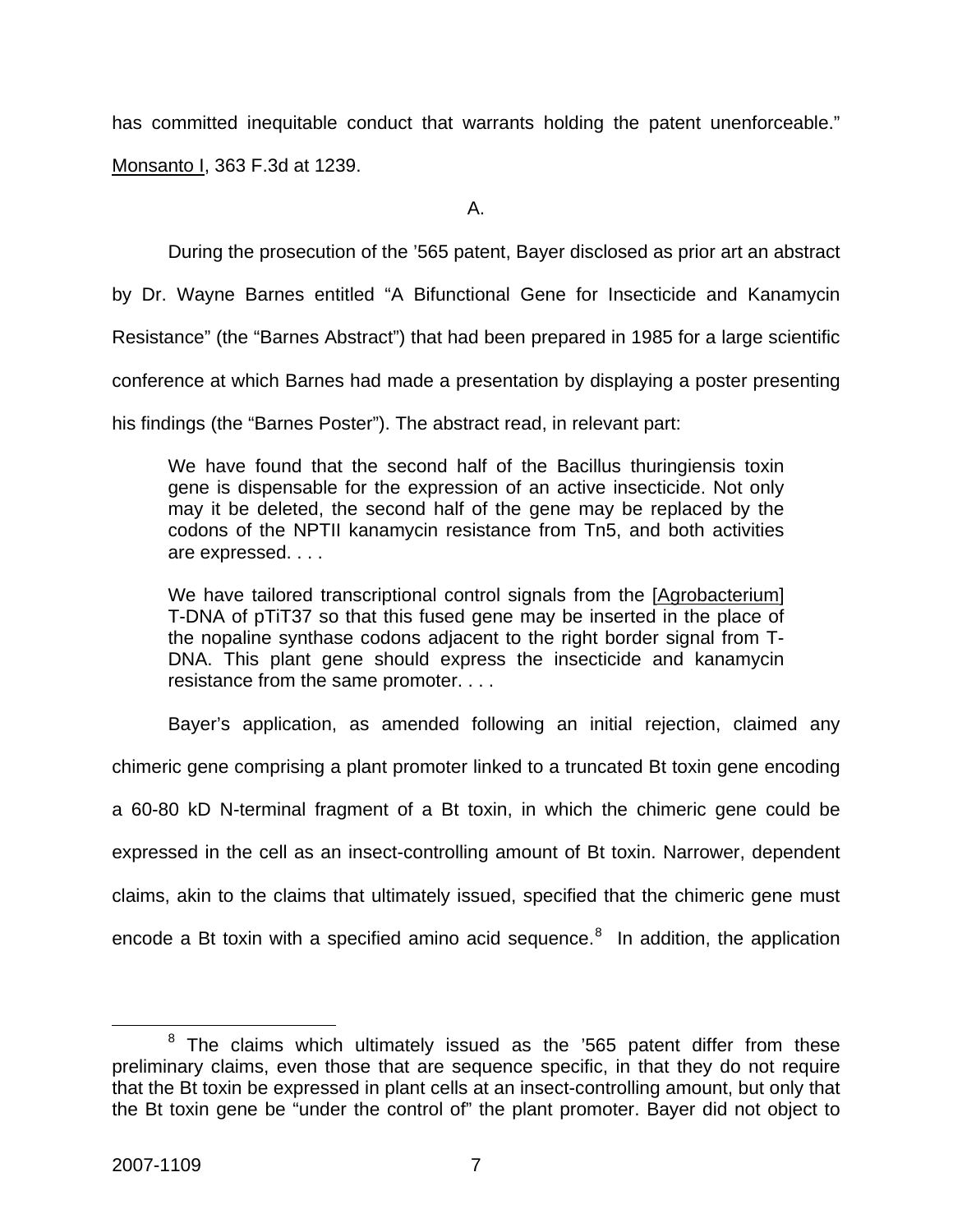has committed inequitable conduct that warrants holding the patent unenforceable." Monsanto I, 363 F.3d at 1239.

A.

During the prosecution of the '565 patent, Bayer disclosed as prior art an abstract by Dr. Wayne Barnes entitled "A Bifunctional Gene for Insecticide and Kanamycin Resistance" (the "Barnes Abstract") that had been prepared in 1985 for a large scientific conference at which Barnes had made a presentation by displaying a poster presenting his findings (the "Barnes Poster"). The abstract read, in relevant part:

> We have found that the second half of the Bacillus thuringiensis toxin gene is dispensable for the expression of an active insecticide. Not only may it be deleted, the second half of the gene may be replaced by the codons of the NPTII kanamycin resistance from Tn5, and both activities are expressed. . . .
>
> We have tailored transcriptional control signals from the [Agrobacterium] T-DNA of pTiT37 so that this fused gene may be inserted in the place of the nopaline synthase codons adjacent to the right border signal from T-DNA. This plant gene should express the insecticide and kanamycin resistance from the same promoter. . . .

Bayer's application, as amended following an initial rejection, claimed any chimeric gene comprising a plant promoter linked to a truncated Bt toxin gene encoding a 60-80 kD N-terminal fragment of a Bt toxin, in which the chimeric gene could be expressed in the cell as an insect-controlling amount of Bt toxin. Narrower, dependent claims, akin to the claims that ultimately issued, specified that the chimeric gene must encode a Bt toxin with a specified amino acid sequence.[8] In addition, the application

[8] The claims which ultimately issued as the '565 patent differ from these preliminary claims, even those that are sequence specific, in that they do not require that the Bt toxin be expressed in plant cells at an insect-controlling amount, but only that the Bt toxin gene be "under the control of" the plant promoter. Bayer did not object to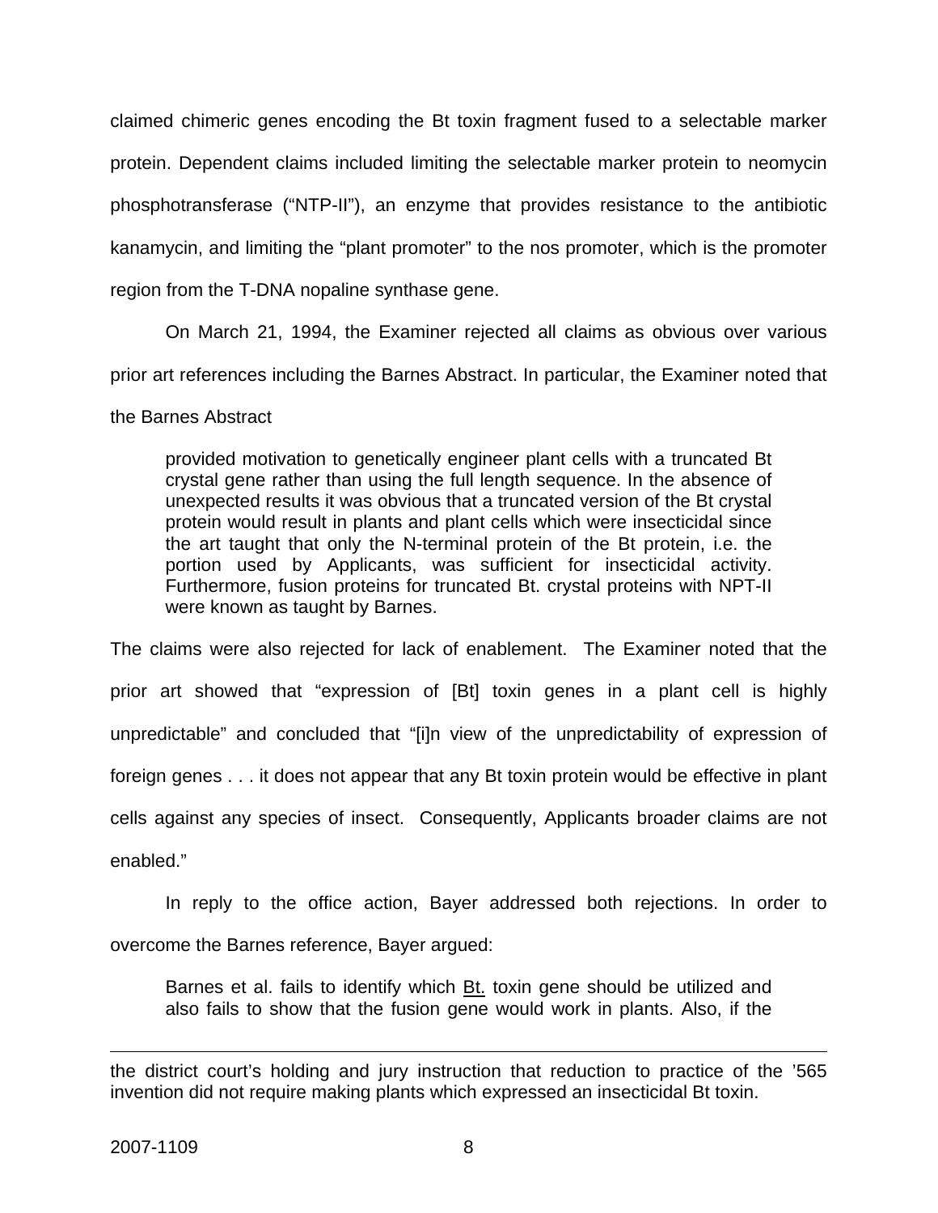claimed chimeric genes encoding the Bt toxin fragment fused to a selectable marker protein. Dependent claims included limiting the selectable marker protein to neomycin phosphotransferase ("NTP-II"), an enzyme that provides resistance to the antibiotic kanamycin, and limiting the "plant promoter" to the nos promoter, which is the promoter region from the T-DNA nopaline synthase gene.

On March 21, 1994, the Examiner rejected all claims as obvious over various prior art references including the Barnes Abstract. In particular, the Examiner noted that the Barnes Abstract

> provided motivation to genetically engineer plant cells with a truncated Bt crystal gene rather than using the full length sequence. In the absence of unexpected results it was obvious that a truncated version of the Bt crystal protein would result in plants and plant cells which were insecticidal since the art taught that only the N-terminal protein of the Bt protein, i.e. the portion used by Applicants, was sufficient for insecticidal activity. Furthermore, fusion proteins for truncated Bt. crystal proteins with NPT-II were known as taught by Barnes.

The claims were also rejected for lack of enablement. The Examiner noted that the prior art showed that "expression of [Bt] toxin genes in a plant cell is highly unpredictable" and concluded that "[i]n view of the unpredictability of expression of foreign genes . . . it does not appear that any Bt toxin protein would be effective in plant cells against any species of insect. Consequently, Applicants broader claims are not enabled."

In reply to the office action, Bayer addressed both rejections. In order to overcome the Barnes reference, Bayer argued:

> Barnes et al. fails to identify which Bt. toxin gene should be utilized and also fails to show that the fusion gene would work in plants. Also, if the

---

the district court's holding and jury instruction that reduction to practice of the '565 invention did not require making plants which expressed an insecticidal Bt toxin.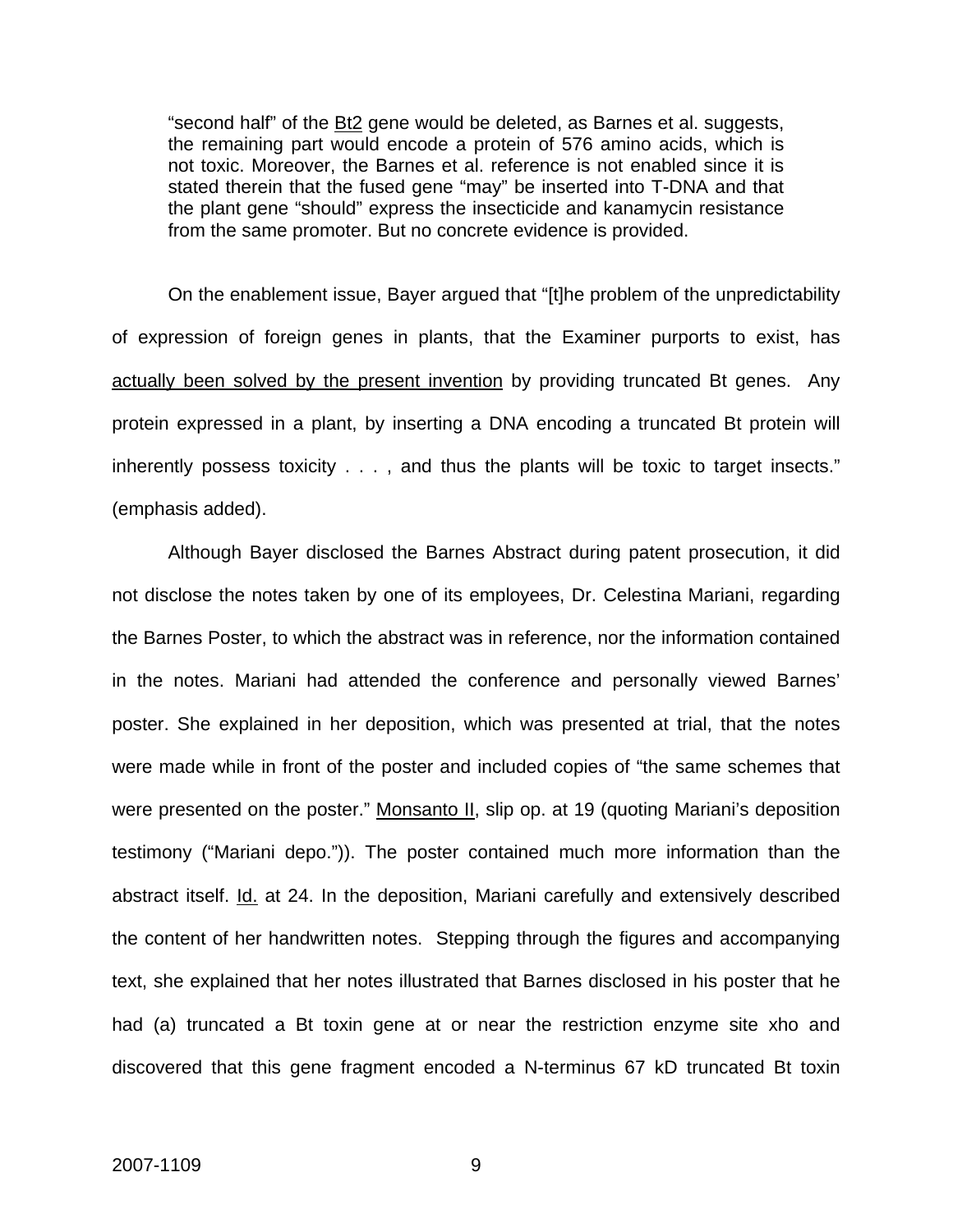> "second half" of the Bt2 gene would be deleted, as Barnes et al. suggests, the remaining part would encode a protein of 576 amino acids, which is not toxic. Moreover, the Barnes et al. reference is not enabled since it is stated therein that the fused gene "may" be inserted into T-DNA and that the plant gene "should" express the insecticide and kanamycin resistance from the same promoter. But no concrete evidence is provided.

On the enablement issue, Bayer argued that "[t]he problem of the unpredictability of expression of foreign genes in plants, that the Examiner purports to exist, has actually been solved by the present invention by providing truncated Bt genes. Any protein expressed in a plant, by inserting a DNA encoding a truncated Bt protein will inherently possess toxicity . . . , and thus the plants will be toxic to target insects." (emphasis added).

Although Bayer disclosed the Barnes Abstract during patent prosecution, it did not disclose the notes taken by one of its employees, Dr. Celestina Mariani, regarding the Barnes Poster, to which the abstract was in reference, nor the information contained in the notes. Mariani had attended the conference and personally viewed Barnes' poster. She explained in her deposition, which was presented at trial, that the notes were made while in front of the poster and included copies of "the same schemes that were presented on the poster." Monsanto II, slip op. at 19 (quoting Mariani's deposition testimony ("Mariani depo.")). The poster contained much more information than the abstract itself. Id. at 24. In the deposition, Mariani carefully and extensively described the content of her handwritten notes. Stepping through the figures and accompanying text, she explained that her notes illustrated that Barnes disclosed in his poster that he had (a) truncated a Bt toxin gene at or near the restriction enzyme site xho and discovered that this gene fragment encoded a N-terminus 67 kD truncated Bt toxin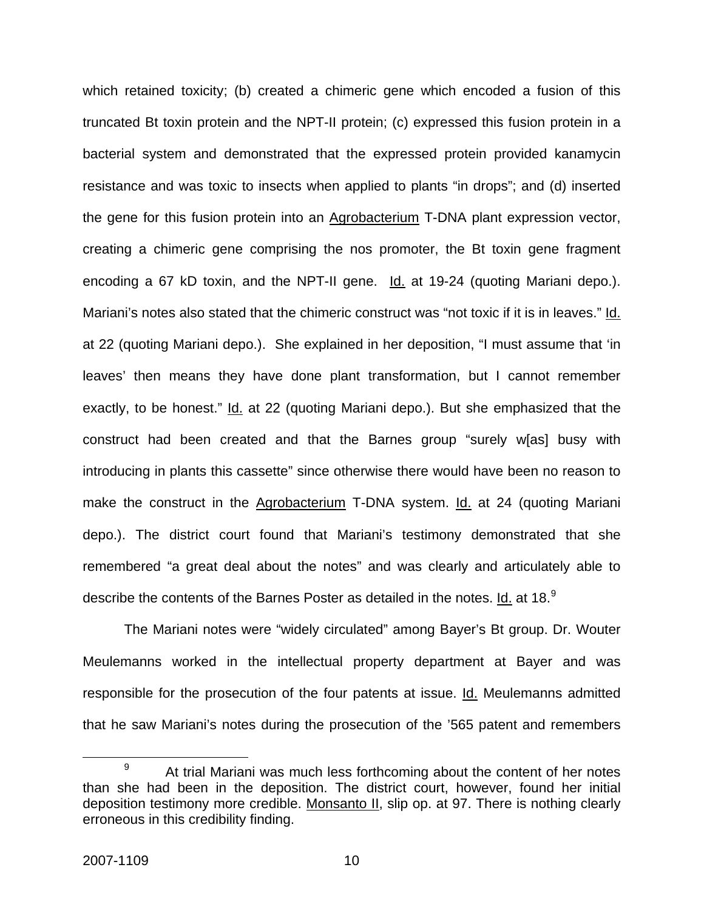which retained toxicity; (b) created a chimeric gene which encoded a fusion of this truncated Bt toxin protein and the NPT-II protein; (c) expressed this fusion protein in a bacterial system and demonstrated that the expressed protein provided kanamycin resistance and was toxic to insects when applied to plants "in drops"; and (d) inserted the gene for this fusion protein into an Agrobacterium T-DNA plant expression vector, creating a chimeric gene comprising the nos promoter, the Bt toxin gene fragment encoding a 67 kD toxin, and the NPT-II gene. Id. at 19-24 (quoting Mariani depo.). Mariani's notes also stated that the chimeric construct was "not toxic if it is in leaves." Id. at 22 (quoting Mariani depo.). She explained in her deposition, "I must assume that 'in leaves' then means they have done plant transformation, but I cannot remember exactly, to be honest." Id. at 22 (quoting Mariani depo.). But she emphasized that the construct had been created and that the Barnes group "surely w[as] busy with introducing in plants this cassette" since otherwise there would have been no reason to make the construct in the Agrobacterium T-DNA system. Id. at 24 (quoting Mariani depo.). The district court found that Mariani's testimony demonstrated that she remembered "a great deal about the notes" and was clearly and articulately able to describe the contents of the Barnes Poster as detailed in the notes. Id. at 18.[9]

The Mariani notes were "widely circulated" among Bayer's Bt group. Dr. Wouter Meulemanns worked in the intellectual property department at Bayer and was responsible for the prosecution of the four patents at issue. Id. Meulemanns admitted that he saw Mariani's notes during the prosecution of the '565 patent and remembers

---

[9] At trial Mariani was much less forthcoming about the content of her notes than she had been in the deposition. The district court, however, found her initial deposition testimony more credible. Monsanto II, slip op. at 97. There is nothing clearly erroneous in this credibility finding.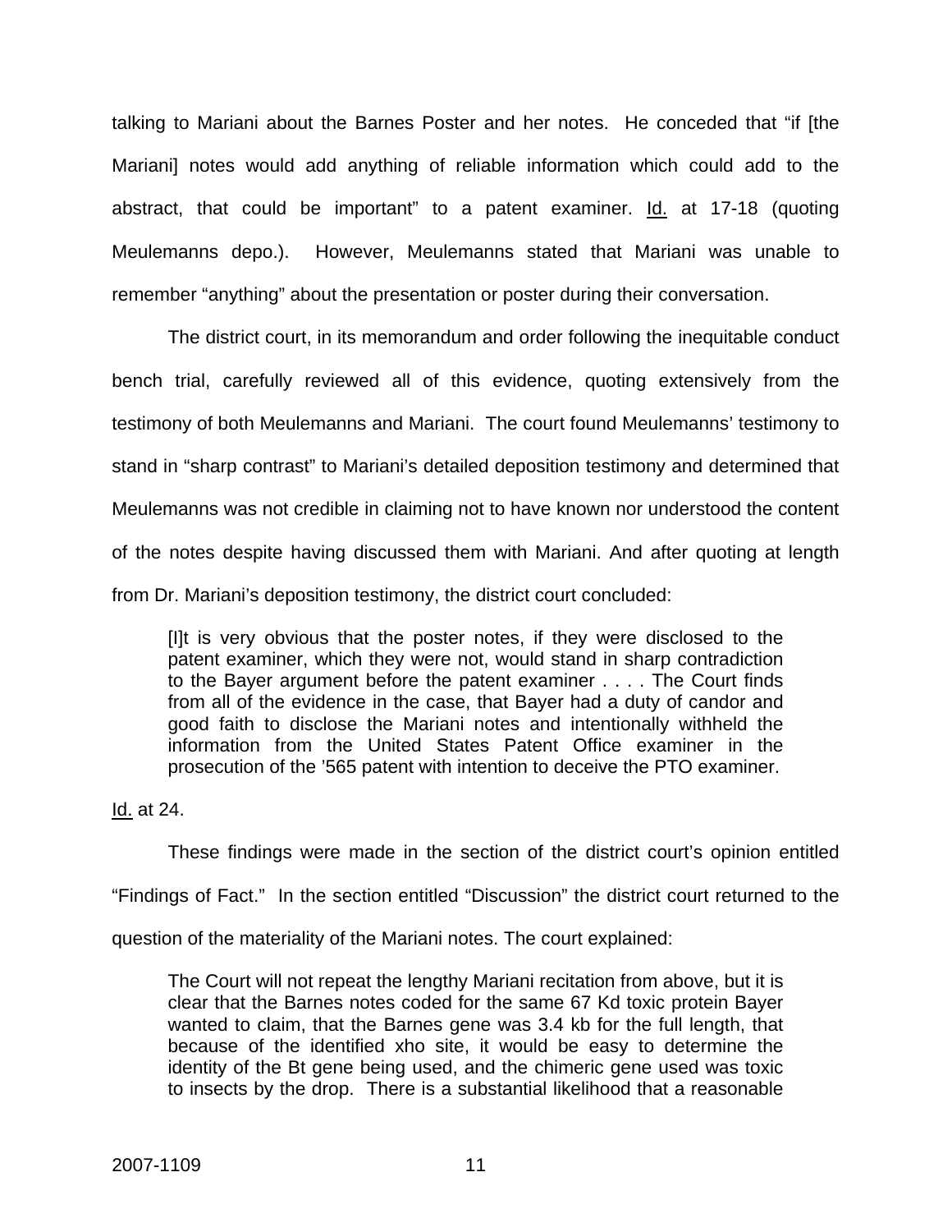talking to Mariani about the Barnes Poster and her notes. He conceded that "if [the Mariani] notes would add anything of reliable information which could add to the abstract, that could be important" to a patent examiner. Id. at 17-18 (quoting Meulemanns depo.). However, Meulemanns stated that Mariani was unable to remember "anything" about the presentation or poster during their conversation.

The district court, in its memorandum and order following the inequitable conduct bench trial, carefully reviewed all of this evidence, quoting extensively from the testimony of both Meulemanns and Mariani. The court found Meulemanns' testimony to stand in "sharp contrast" to Mariani's detailed deposition testimony and determined that Meulemanns was not credible in claiming not to have known nor understood the content of the notes despite having discussed them with Mariani. And after quoting at length from Dr. Mariani's deposition testimony, the district court concluded:

> [I]t is very obvious that the poster notes, if they were disclosed to the patent examiner, which they were not, would stand in sharp contradiction to the Bayer argument before the patent examiner . . . . The Court finds from all of the evidence in the case, that Bayer had a duty of candor and good faith to disclose the Mariani notes and intentionally withheld the information from the United States Patent Office examiner in the prosecution of the '565 patent with intention to deceive the PTO examiner.

Id. at 24.

These findings were made in the section of the district court's opinion entitled "Findings of Fact." In the section entitled "Discussion" the district court returned to the question of the materiality of the Mariani notes. The court explained:

> The Court will not repeat the lengthy Mariani recitation from above, but it is clear that the Barnes notes coded for the same 67 Kd toxic protein Bayer wanted to claim, that the Barnes gene was 3.4 kb for the full length, that because of the identified xho site, it would be easy to determine the identity of the Bt gene being used, and the chimeric gene used was toxic to insects by the drop. There is a substantial likelihood that a reasonable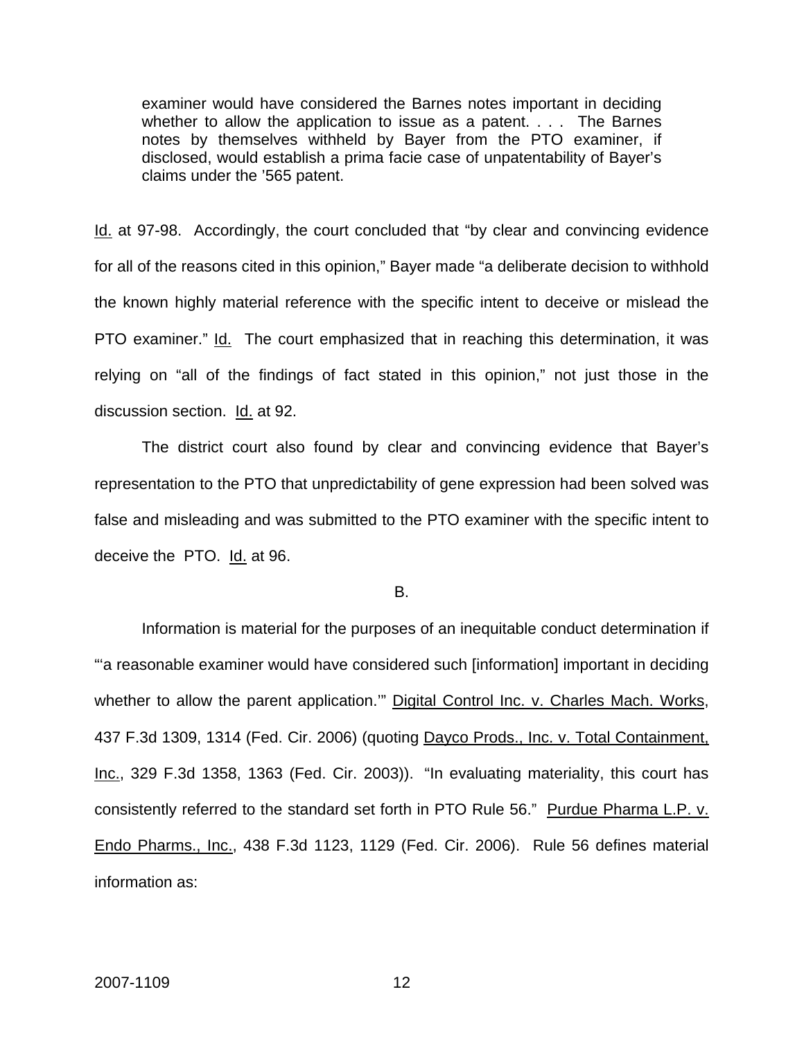> examiner would have considered the Barnes notes important in deciding whether to allow the application to issue as a patent. . . . The Barnes notes by themselves withheld by Bayer from the PTO examiner, if disclosed, would establish a prima facie case of unpatentability of Bayer's claims under the '565 patent.

Id. at 97-98. Accordingly, the court concluded that "by clear and convincing evidence for all of the reasons cited in this opinion," Bayer made "a deliberate decision to withhold the known highly material reference with the specific intent to deceive or mislead the PTO examiner." Id. The court emphasized that in reaching this determination, it was relying on "all of the findings of fact stated in this opinion," not just those in the discussion section. Id. at 92.

The district court also found by clear and convincing evidence that Bayer's representation to the PTO that unpredictability of gene expression had been solved was false and misleading and was submitted to the PTO examiner with the specific intent to deceive the PTO. Id. at 96.

B.

Information is material for the purposes of an inequitable conduct determination if "'a reasonable examiner would have considered such [information] important in deciding whether to allow the parent application.'" Digital Control Inc. v. Charles Mach. Works, 437 F.3d 1309, 1314 (Fed. Cir. 2006) (quoting Dayco Prods., Inc. v. Total Containment, Inc., 329 F.3d 1358, 1363 (Fed. Cir. 2003)). "In evaluating materiality, this court has consistently referred to the standard set forth in PTO Rule 56." Purdue Pharma L.P. v. Endo Pharms., Inc., 438 F.3d 1123, 1129 (Fed. Cir. 2006). Rule 56 defines material information as: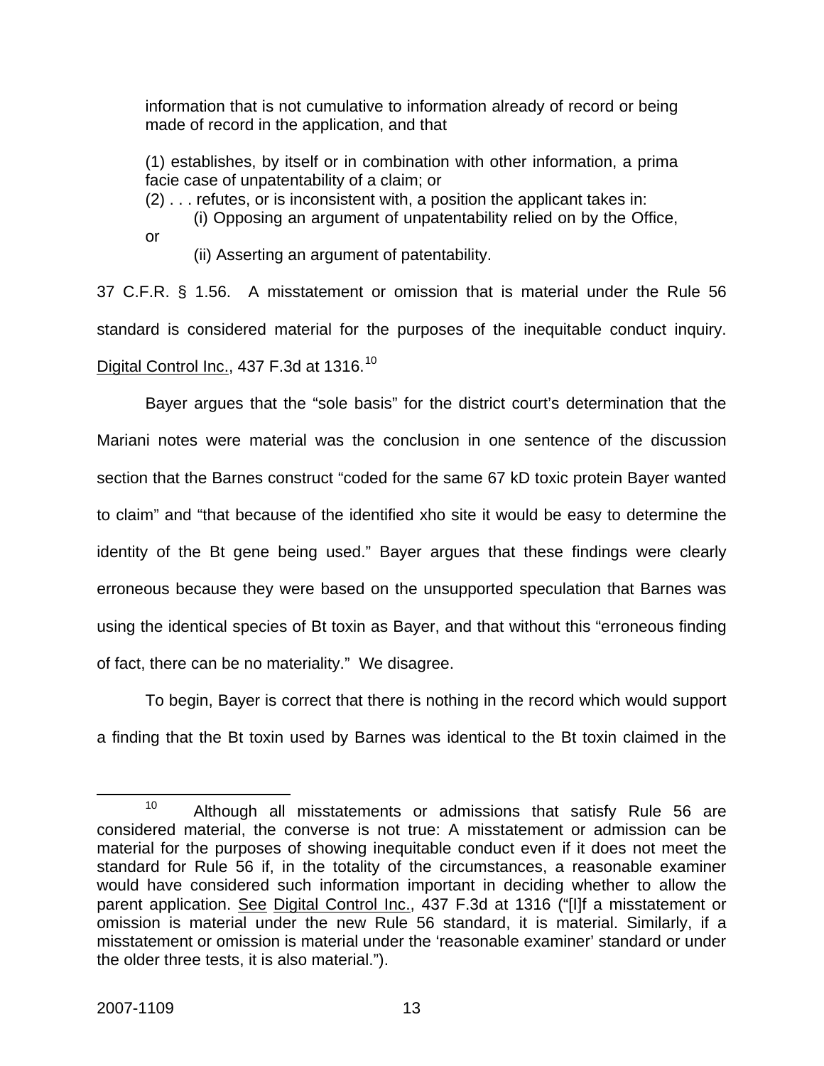information that is not cumulative to information already of record or being made of record in the application, and that

(1) establishes, by itself or in combination with other information, a prima facie case of unpatentability of a claim; or
(2) . . . refutes, or is inconsistent with, a position the applicant takes in:
(i) Opposing an argument of unpatentability relied on by the Office, or
(ii) Asserting an argument of patentability.

37 C.F.R. § 1.56. A misstatement or omission that is material under the Rule 56 standard is considered material for the purposes of the inequitable conduct inquiry. Digital Control Inc., 437 F.3d at 1316.[10]

Bayer argues that the "sole basis" for the district court's determination that the Mariani notes were material was the conclusion in one sentence of the discussion section that the Barnes construct "coded for the same 67 kD toxic protein Bayer wanted to claim" and "that because of the identified xho site it would be easy to determine the identity of the Bt gene being used." Bayer argues that these findings were clearly erroneous because they were based on the unsupported speculation that Barnes was using the identical species of Bt toxin as Bayer, and that without this "erroneous finding of fact, there can be no materiality." We disagree.

To begin, Bayer is correct that there is nothing in the record which would support a finding that the Bt toxin used by Barnes was identical to the Bt toxin claimed in the

---

[10] Although all misstatements or admissions that satisfy Rule 56 are considered material, the converse is not true: A misstatement or admission can be material for the purposes of showing inequitable conduct even if it does not meet the standard for Rule 56 if, in the totality of the circumstances, a reasonable examiner would have considered such information important in deciding whether to allow the parent application. See Digital Control Inc., 437 F.3d at 1316 ("[I]f a misstatement or omission is material under the new Rule 56 standard, it is material. Similarly, if a misstatement or omission is material under the 'reasonable examiner' standard or under the older three tests, it is also material.").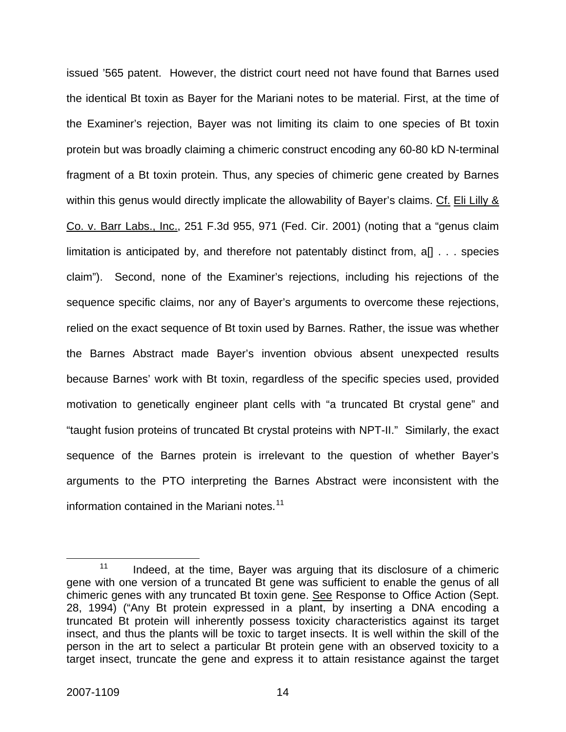issued ’565 patent. However, the district court need not have found that Barnes used the identical Bt toxin as Bayer for the Mariani notes to be material. First, at the time of the Examiner’s rejection, Bayer was not limiting its claim to one species of Bt toxin protein but was broadly claiming a chimeric construct encoding any 60-80 kD N-terminal fragment of a Bt toxin protein. Thus, any species of chimeric gene created by Barnes within this genus would directly implicate the allowability of Bayer’s claims. Cf. Eli Lilly & Co. v. Barr Labs., Inc., 251 F.3d 955, 971 (Fed. Cir. 2001) (noting that a “genus claim limitation is anticipated by, and therefore not patentably distinct from, a[] . . . species claim”). Second, none of the Examiner’s rejections, including his rejections of the sequence specific claims, nor any of Bayer’s arguments to overcome these rejections, relied on the exact sequence of Bt toxin used by Barnes. Rather, the issue was whether the Barnes Abstract made Bayer’s invention obvious absent unexpected results because Barnes’ work with Bt toxin, regardless of the specific species used, provided motivation to genetically engineer plant cells with “a truncated Bt crystal gene” and “taught fusion proteins of truncated Bt crystal proteins with NPT-II.” Similarly, the exact sequence of the Barnes protein is irrelevant to the question of whether Bayer’s arguments to the PTO interpreting the Barnes Abstract were inconsistent with the information contained in the Mariani notes.[11]

---

[11] Indeed, at the time, Bayer was arguing that its disclosure of a chimeric gene with one version of a truncated Bt gene was sufficient to enable the genus of all chimeric genes with any truncated Bt toxin gene. See Response to Office Action (Sept. 28, 1994) (“Any Bt protein expressed in a plant, by inserting a DNA encoding a truncated Bt protein will inherently possess toxicity characteristics against its target insect, and thus the plants will be toxic to target insects. It is well within the skill of the person in the art to select a particular Bt protein gene with an observed toxicity to a target insect, truncate the gene and express it to attain resistance against the target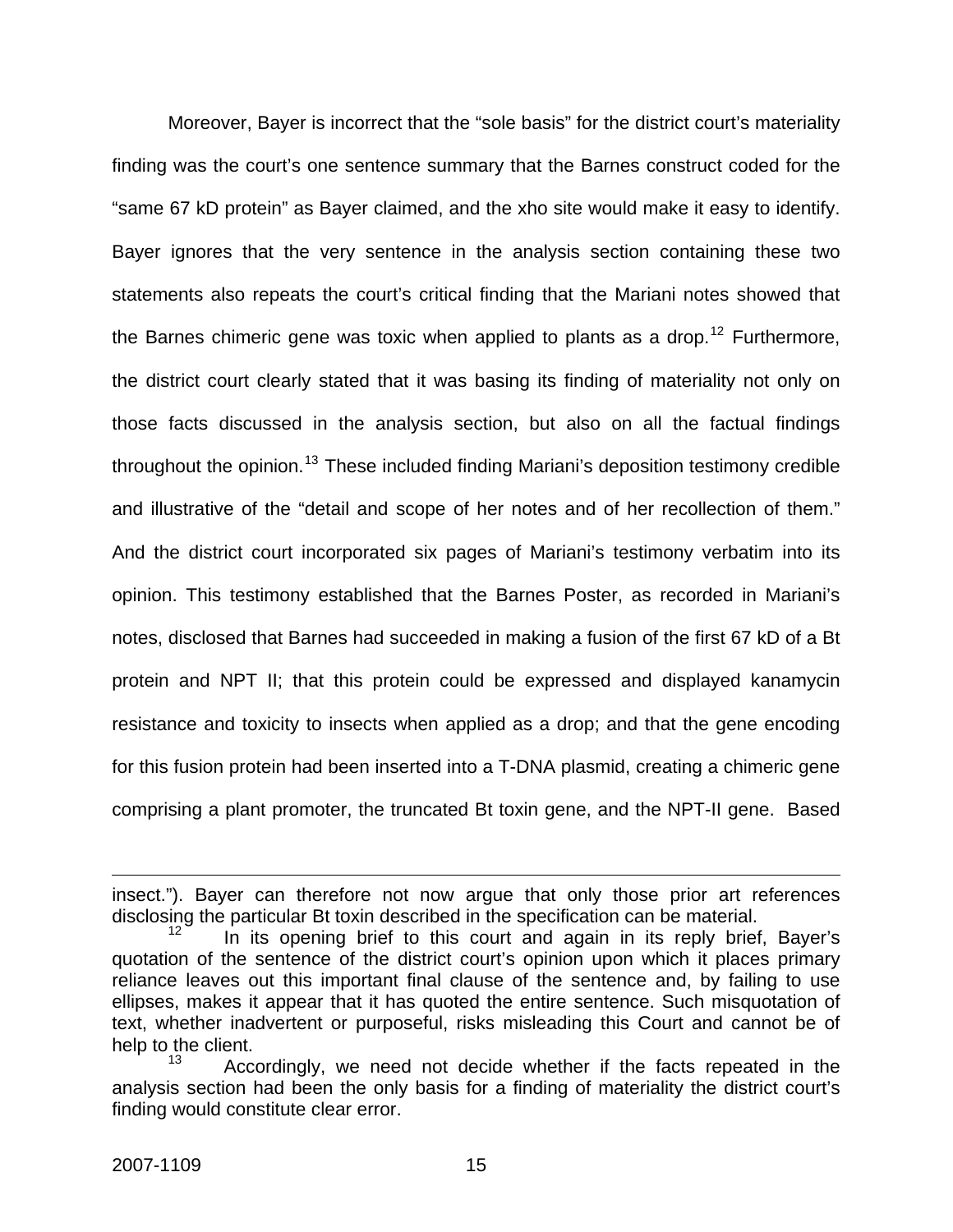Moreover, Bayer is incorrect that the "sole basis" for the district court's materiality finding was the court's one sentence summary that the Barnes construct coded for the "same 67 kD protein" as Bayer claimed, and the xho site would make it easy to identify. Bayer ignores that the very sentence in the analysis section containing these two statements also repeats the court's critical finding that the Mariani notes showed that the Barnes chimeric gene was toxic when applied to plants as a drop.[12] Furthermore, the district court clearly stated that it was basing its finding of materiality not only on those facts discussed in the analysis section, but also on all the factual findings throughout the opinion.[13] These included finding Mariani's deposition testimony credible and illustrative of the "detail and scope of her notes and of her recollection of them." And the district court incorporated six pages of Mariani's testimony verbatim into its opinion. This testimony established that the Barnes Poster, as recorded in Mariani's notes, disclosed that Barnes had succeeded in making a fusion of the first 67 kD of a Bt protein and NPT II; that this protein could be expressed and displayed kanamycin resistance and toxicity to insects when applied as a drop; and that the gene encoding for this fusion protein had been inserted into a T-DNA plasmid, creating a chimeric gene comprising a plant promoter, the truncated Bt toxin gene, and the NPT-II gene. Based

---

insect."). Bayer can therefore not now argue that only those prior art references disclosing the particular Bt toxin described in the specification can be material.

[12] In its opening brief to this court and again in its reply brief, Bayer's quotation of the sentence of the district court's opinion upon which it places primary reliance leaves out this important final clause of the sentence and, by failing to use ellipses, makes it appear that it has quoted the entire sentence. Such misquotation of text, whether inadvertent or purposeful, risks misleading this Court and cannot be of help to the client.

[13] Accordingly, we need not decide whether if the facts repeated in the analysis section had been the only basis for a finding of materiality the district court's finding would constitute clear error.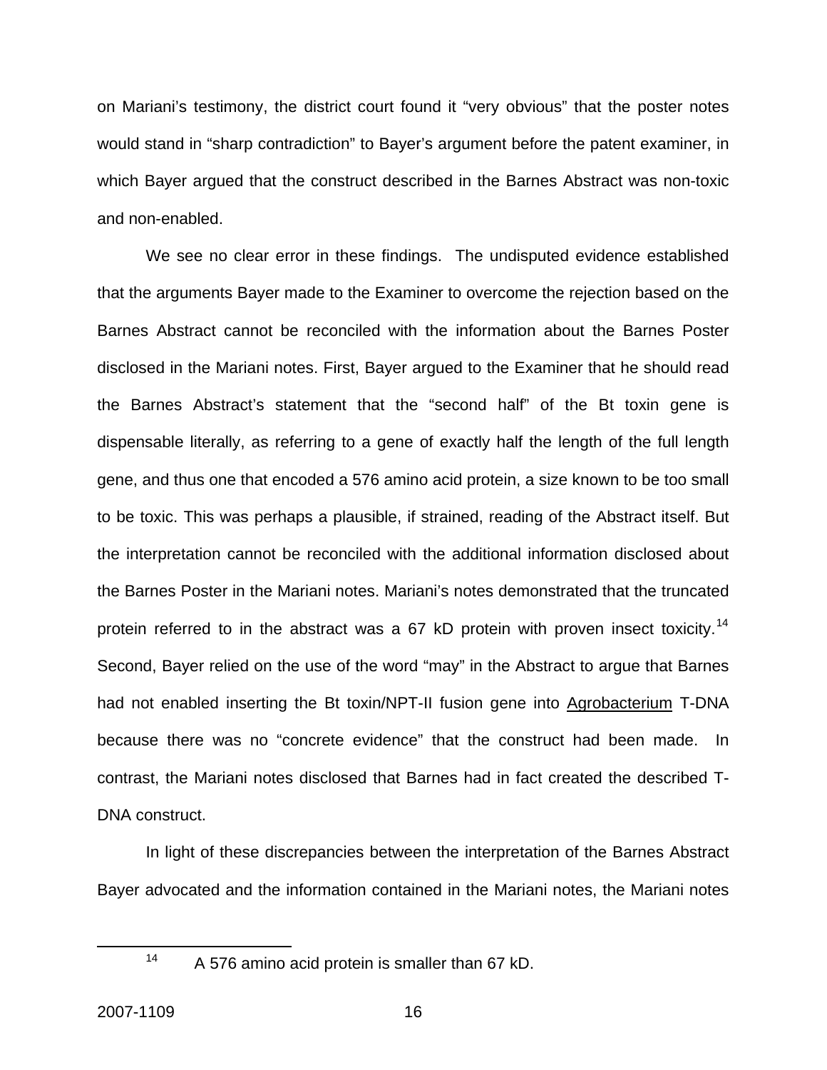on Mariani's testimony, the district court found it "very obvious" that the poster notes would stand in "sharp contradiction" to Bayer's argument before the patent examiner, in which Bayer argued that the construct described in the Barnes Abstract was non-toxic and non-enabled.

We see no clear error in these findings. The undisputed evidence established that the arguments Bayer made to the Examiner to overcome the rejection based on the Barnes Abstract cannot be reconciled with the information about the Barnes Poster disclosed in the Mariani notes. First, Bayer argued to the Examiner that he should read the Barnes Abstract's statement that the "second half" of the Bt toxin gene is dispensable literally, as referring to a gene of exactly half the length of the full length gene, and thus one that encoded a 576 amino acid protein, a size known to be too small to be toxic. This was perhaps a plausible, if strained, reading of the Abstract itself. But the interpretation cannot be reconciled with the additional information disclosed about the Barnes Poster in the Mariani notes. Mariani's notes demonstrated that the truncated protein referred to in the abstract was a 67 kD protein with proven insect toxicity.[14] Second, Bayer relied on the use of the word "may" in the Abstract to argue that Barnes had not enabled inserting the Bt toxin/NPT-II fusion gene into Agrobacterium T-DNA because there was no "concrete evidence" that the construct had been made. In contrast, the Mariani notes disclosed that Barnes had in fact created the described T-DNA construct.

In light of these discrepancies between the interpretation of the Barnes Abstract Bayer advocated and the information contained in the Mariani notes, the Mariani notes

---

[14] A 576 amino acid protein is smaller than 67 kD.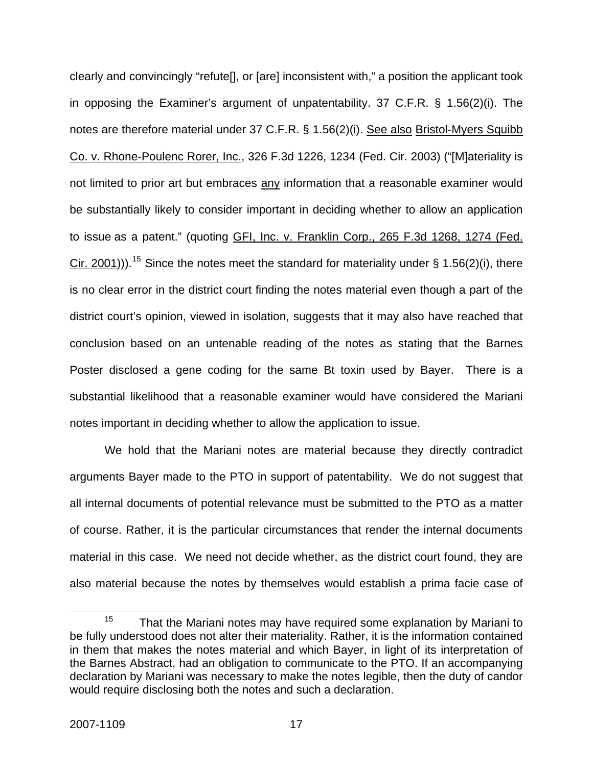clearly and convincingly "refute[], or [are] inconsistent with," a position the applicant took in opposing the Examiner's argument of unpatentability. 37 C.F.R. § 1.56(2)(i). The notes are therefore material under 37 C.F.R. § 1.56(2)(i). See also Bristol-Myers Squibb Co. v. Rhone-Poulenc Rorer, Inc., 326 F.3d 1226, 1234 (Fed. Cir. 2003) ("[M]ateriality is not limited to prior art but embraces any information that a reasonable examiner would be substantially likely to consider important in deciding whether to allow an application to issue as a patent." (quoting GFI, Inc. v. Franklin Corp., 265 F.3d 1268, 1274 (Fed. Cir. 2001))).[15] Since the notes meet the standard for materiality under § 1.56(2)(i), there is no clear error in the district court finding the notes material even though a part of the district court's opinion, viewed in isolation, suggests that it may also have reached that conclusion based on an untenable reading of the notes as stating that the Barnes Poster disclosed a gene coding for the same Bt toxin used by Bayer. There is a substantial likelihood that a reasonable examiner would have considered the Mariani notes important in deciding whether to allow the application to issue.

We hold that the Mariani notes are material because they directly contradict arguments Bayer made to the PTO in support of patentability. We do not suggest that all internal documents of potential relevance must be submitted to the PTO as a matter of course. Rather, it is the particular circumstances that render the internal documents material in this case. We need not decide whether, as the district court found, they are also material because the notes by themselves would establish a prima facie case of

[15] That the Mariani notes may have required some explanation by Mariani to be fully understood does not alter their materiality. Rather, it is the information contained in them that makes the notes material and which Bayer, in light of its interpretation of the Barnes Abstract, had an obligation to communicate to the PTO. If an accompanying declaration by Mariani was necessary to make the notes legible, then the duty of candor would require disclosing both the notes and such a declaration.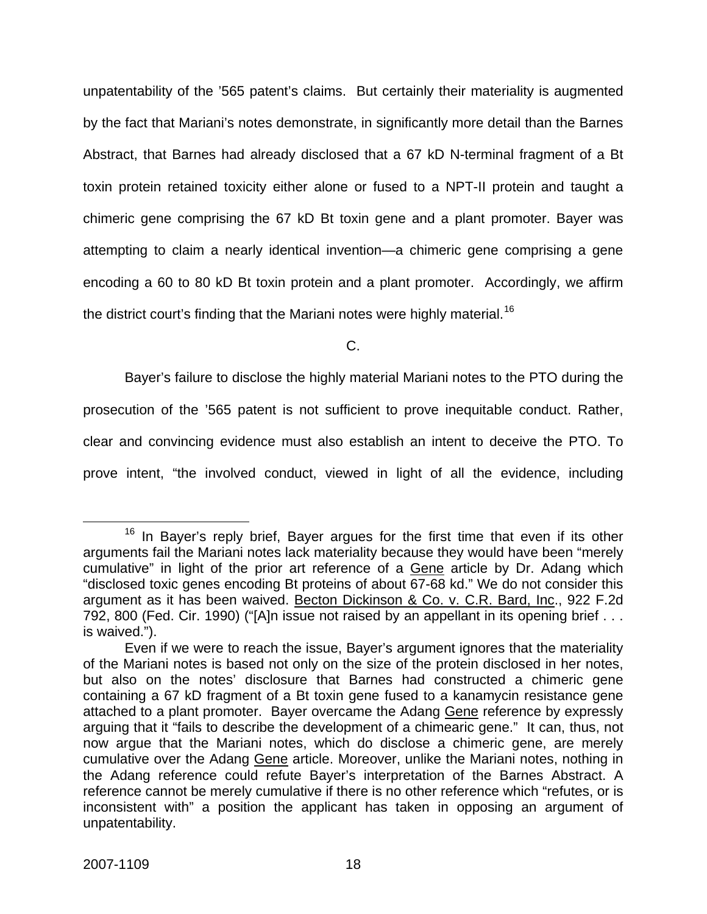unpatentability of the ’565 patent’s claims. But certainly their materiality is augmented by the fact that Mariani’s notes demonstrate, in significantly more detail than the Barnes Abstract, that Barnes had already disclosed that a 67 kD N-terminal fragment of a Bt toxin protein retained toxicity either alone or fused to a NPT-II protein and taught a chimeric gene comprising the 67 kD Bt toxin gene and a plant promoter. Bayer was attempting to claim a nearly identical invention—a chimeric gene comprising a gene encoding a 60 to 80 kD Bt toxin protein and a plant promoter. Accordingly, we affirm the district court’s finding that the Mariani notes were highly material.[16]

C.

Bayer’s failure to disclose the highly material Mariani notes to the PTO during the prosecution of the ’565 patent is not sufficient to prove inequitable conduct. Rather, clear and convincing evidence must also establish an intent to deceive the PTO. To prove intent, “the involved conduct, viewed in light of all the evidence, including

---

[16] In Bayer’s reply brief, Bayer argues for the first time that even if its other arguments fail the Mariani notes lack materiality because they would have been “merely cumulative” in light of the prior art reference of a Gene article by Dr. Adang which “disclosed toxic genes encoding Bt proteins of about 67-68 kd.” We do not consider this argument as it has been waived. Becton Dickinson & Co. v. C.R. Bard, Inc., 922 F.2d 792, 800 (Fed. Cir. 1990) (“[A]n issue not raised by an appellant in its opening brief . . . is waived.”).

Even if we were to reach the issue, Bayer’s argument ignores that the materiality of the Mariani notes is based not only on the size of the protein disclosed in her notes, but also on the notes’ disclosure that Barnes had constructed a chimeric gene containing a 67 kD fragment of a Bt toxin gene fused to a kanamycin resistance gene attached to a plant promoter. Bayer overcame the Adang Gene reference by expressly arguing that it “fails to describe the development of a chimearic gene.” It can, thus, not now argue that the Mariani notes, which do disclose a chimeric gene, are merely cumulative over the Adang Gene article. Moreover, unlike the Mariani notes, nothing in the Adang reference could refute Bayer’s interpretation of the Barnes Abstract. A reference cannot be merely cumulative if there is no other reference which “refutes, or is inconsistent with” a position the applicant has taken in opposing an argument of unpatentability.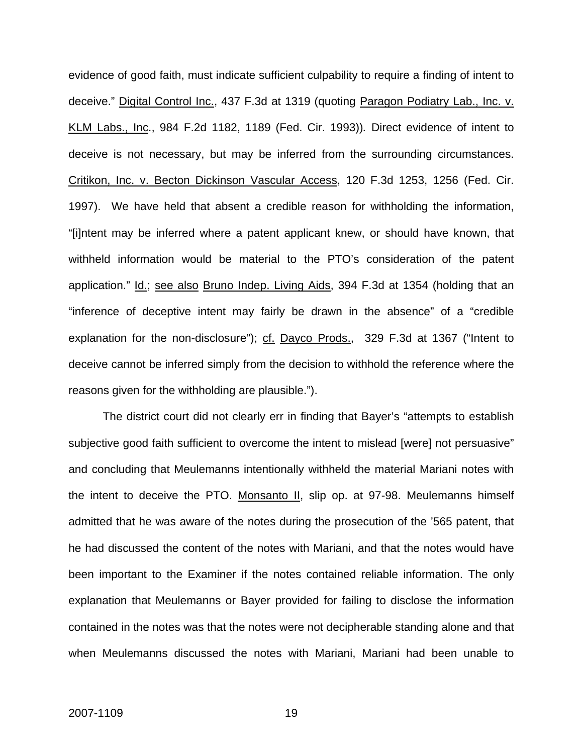evidence of good faith, must indicate sufficient culpability to require a finding of intent to deceive." Digital Control Inc., 437 F.3d at 1319 (quoting Paragon Podiatry Lab., Inc. v. KLM Labs., Inc., 984 F.2d 1182, 1189 (Fed. Cir. 1993)). Direct evidence of intent to deceive is not necessary, but may be inferred from the surrounding circumstances. Critikon, Inc. v. Becton Dickinson Vascular Access, 120 F.3d 1253, 1256 (Fed. Cir. 1997). We have held that absent a credible reason for withholding the information, "[i]ntent may be inferred where a patent applicant knew, or should have known, that withheld information would be material to the PTO's consideration of the patent application." Id.; see also Bruno Indep. Living Aids, 394 F.3d at 1354 (holding that an "inference of deceptive intent may fairly be drawn in the absence" of a "credible explanation for the non-disclosure"); cf. Dayco Prods., 329 F.3d at 1367 ("Intent to deceive cannot be inferred simply from the decision to withhold the reference where the reasons given for the withholding are plausible.").

The district court did not clearly err in finding that Bayer's "attempts to establish subjective good faith sufficient to overcome the intent to mislead [were] not persuasive" and concluding that Meulemanns intentionally withheld the material Mariani notes with the intent to deceive the PTO. Monsanto II, slip op. at 97-98. Meulemanns himself admitted that he was aware of the notes during the prosecution of the '565 patent, that he had discussed the content of the notes with Mariani, and that the notes would have been important to the Examiner if the notes contained reliable information. The only explanation that Meulemanns or Bayer provided for failing to disclose the information contained in the notes was that the notes were not decipherable standing alone and that when Meulemanns discussed the notes with Mariani, Mariani had been unable to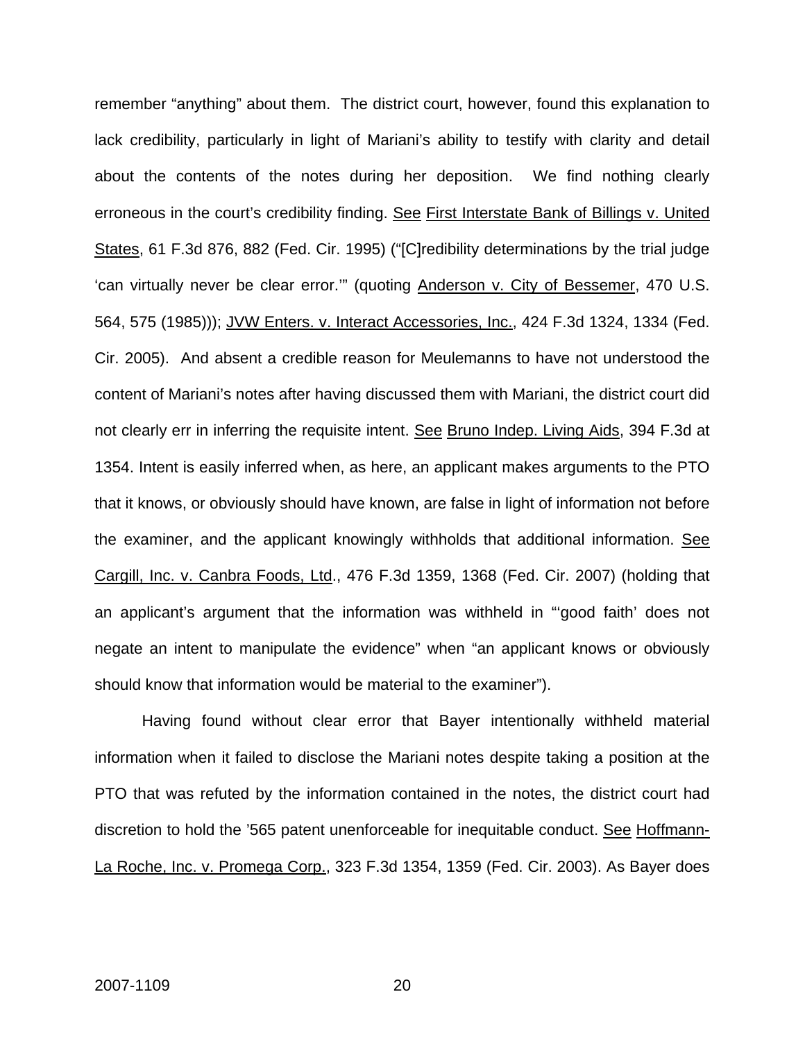remember "anything" about them. The district court, however, found this explanation to lack credibility, particularly in light of Mariani's ability to testify with clarity and detail about the contents of the notes during her deposition. We find nothing clearly erroneous in the court's credibility finding. See First Interstate Bank of Billings v. United States, 61 F.3d 876, 882 (Fed. Cir. 1995) ("[C]redibility determinations by the trial judge 'can virtually never be clear error.'" (quoting Anderson v. City of Bessemer, 470 U.S. 564, 575 (1985))); JVW Enters. v. Interact Accessories, Inc., 424 F.3d 1324, 1334 (Fed. Cir. 2005). And absent a credible reason for Meulemanns to have not understood the content of Mariani's notes after having discussed them with Mariani, the district court did not clearly err in inferring the requisite intent. See Bruno Indep. Living Aids, 394 F.3d at 1354. Intent is easily inferred when, as here, an applicant makes arguments to the PTO that it knows, or obviously should have known, are false in light of information not before the examiner, and the applicant knowingly withholds that additional information. See Cargill, Inc. v. Canbra Foods, Ltd., 476 F.3d 1359, 1368 (Fed. Cir. 2007) (holding that an applicant's argument that the information was withheld in "'good faith' does not negate an intent to manipulate the evidence" when "an applicant knows or obviously should know that information would be material to the examiner").

Having found without clear error that Bayer intentionally withheld material information when it failed to disclose the Mariani notes despite taking a position at the PTO that was refuted by the information contained in the notes, the district court had discretion to hold the '565 patent unenforceable for inequitable conduct. See Hoffmann-La Roche, Inc. v. Promega Corp., 323 F.3d 1354, 1359 (Fed. Cir. 2003). As Bayer does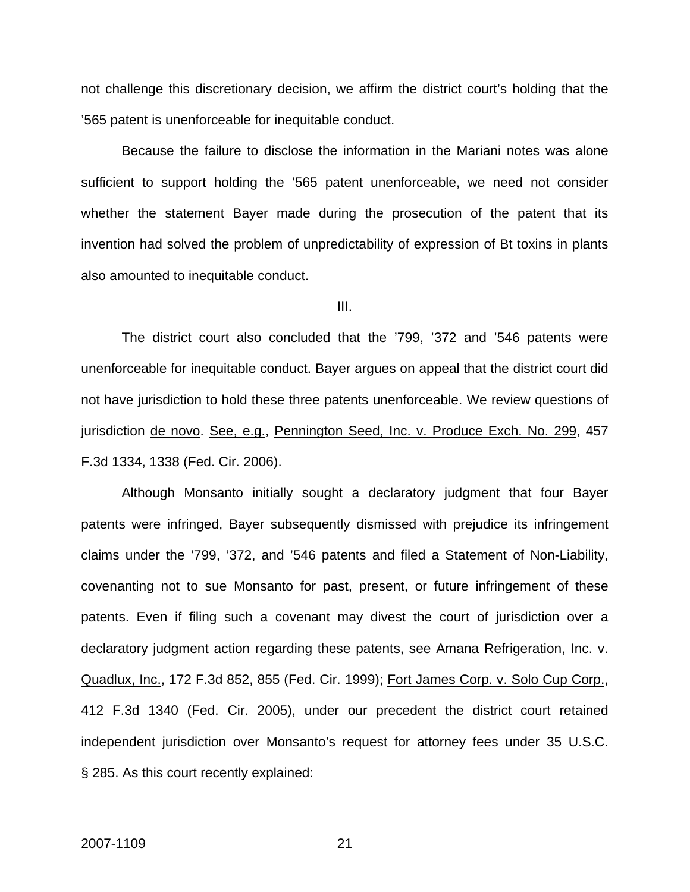not challenge this discretionary decision, we affirm the district court's holding that the '565 patent is unenforceable for inequitable conduct.

Because the failure to disclose the information in the Mariani notes was alone sufficient to support holding the '565 patent unenforceable, we need not consider whether the statement Bayer made during the prosecution of the patent that its invention had solved the problem of unpredictability of expression of Bt toxins in plants also amounted to inequitable conduct.

III.

The district court also concluded that the '799, '372 and '546 patents were unenforceable for inequitable conduct. Bayer argues on appeal that the district court did not have jurisdiction to hold these three patents unenforceable. We review questions of jurisdiction de novo. See, e.g., Pennington Seed, Inc. v. Produce Exch. No. 299, 457 F.3d 1334, 1338 (Fed. Cir. 2006).

Although Monsanto initially sought a declaratory judgment that four Bayer patents were infringed, Bayer subsequently dismissed with prejudice its infringement claims under the '799, '372, and '546 patents and filed a Statement of Non-Liability, covenanting not to sue Monsanto for past, present, or future infringement of these patents. Even if filing such a covenant may divest the court of jurisdiction over a declaratory judgment action regarding these patents, see Amana Refrigeration, Inc. v. Quadlux, Inc., 172 F.3d 852, 855 (Fed. Cir. 1999); Fort James Corp. v. Solo Cup Corp., 412 F.3d 1340 (Fed. Cir. 2005), under our precedent the district court retained independent jurisdiction over Monsanto's request for attorney fees under 35 U.S.C. § 285. As this court recently explained: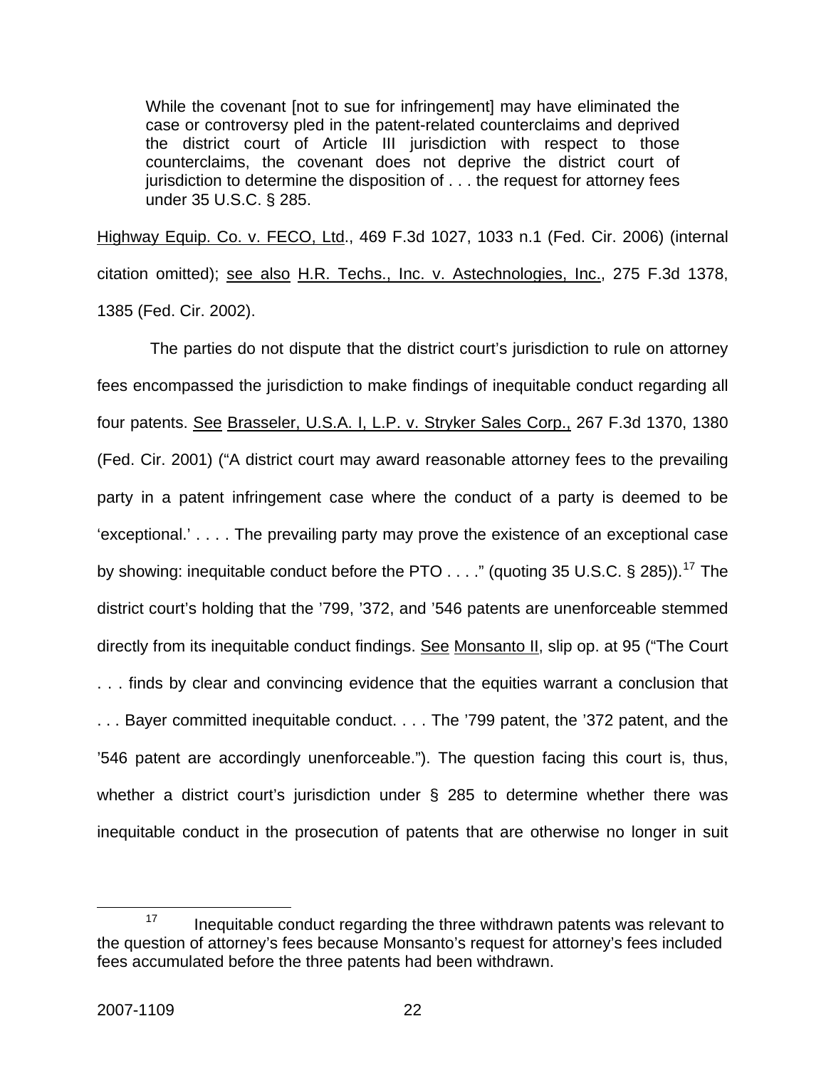> While the covenant [not to sue for infringement] may have eliminated the case or controversy pled in the patent-related counterclaims and deprived the district court of Article III jurisdiction with respect to those counterclaims, the covenant does not deprive the district court of jurisdiction to determine the disposition of . . . the request for attorney fees under 35 U.S.C. § 285.

Highway Equip. Co. v. FECO, Ltd., 469 F.3d 1027, 1033 n.1 (Fed. Cir. 2006) (internal citation omitted); see also H.R. Techs., Inc. v. Astechnologies, Inc., 275 F.3d 1378, 1385 (Fed. Cir. 2002).

The parties do not dispute that the district court's jurisdiction to rule on attorney fees encompassed the jurisdiction to make findings of inequitable conduct regarding all four patents. See Brasseler, U.S.A. I, L.P. v. Stryker Sales Corp., 267 F.3d 1370, 1380 (Fed. Cir. 2001) ("A district court may award reasonable attorney fees to the prevailing party in a patent infringement case where the conduct of a party is deemed to be 'exceptional.' . . . . The prevailing party may prove the existence of an exceptional case by showing: inequitable conduct before the PTO . . . ." (quoting 35 U.S.C. § 285)).[17] The district court's holding that the '799, '372, and '546 patents are unenforceable stemmed directly from its inequitable conduct findings. See Monsanto II, slip op. at 95 ("The Court . . . finds by clear and convincing evidence that the equities warrant a conclusion that . . . Bayer committed inequitable conduct. . . . The '799 patent, the '372 patent, and the '546 patent are accordingly unenforceable."). The question facing this court is, thus, whether a district court's jurisdiction under § 285 to determine whether there was inequitable conduct in the prosecution of patents that are otherwise no longer in suit

[17] Inequitable conduct regarding the three withdrawn patents was relevant to the question of attorney's fees because Monsanto's request for attorney's fees included fees accumulated before the three patents had been withdrawn.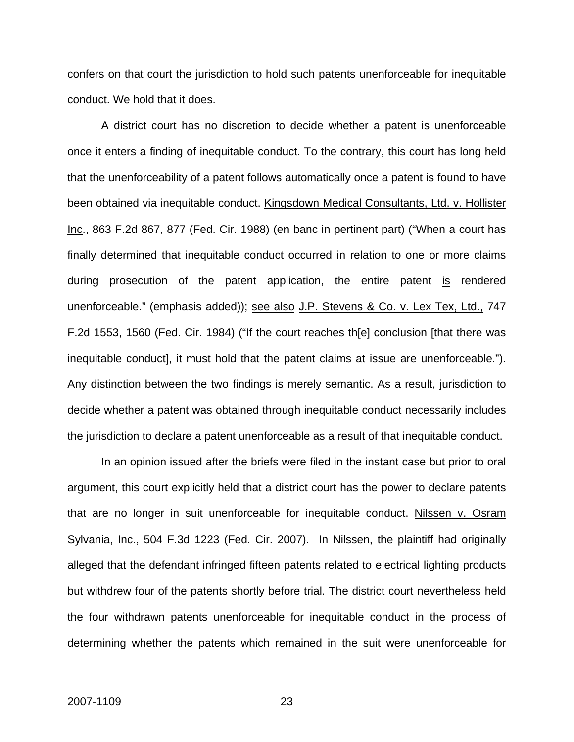confers on that court the jurisdiction to hold such patents unenforceable for inequitable conduct. We hold that it does.

A district court has no discretion to decide whether a patent is unenforceable once it enters a finding of inequitable conduct. To the contrary, this court has long held that the unenforceability of a patent follows automatically once a patent is found to have been obtained via inequitable conduct. Kingsdown Medical Consultants, Ltd. v. Hollister Inc., 863 F.2d 867, 877 (Fed. Cir. 1988) (en banc in pertinent part) ("When a court has finally determined that inequitable conduct occurred in relation to one or more claims during prosecution of the patent application, the entire patent is rendered unenforceable." (emphasis added)); see also J.P. Stevens & Co. v. Lex Tex, Ltd., 747 F.2d 1553, 1560 (Fed. Cir. 1984) ("If the court reaches th[e] conclusion [that there was inequitable conduct], it must hold that the patent claims at issue are unenforceable."). Any distinction between the two findings is merely semantic. As a result, jurisdiction to decide whether a patent was obtained through inequitable conduct necessarily includes the jurisdiction to declare a patent unenforceable as a result of that inequitable conduct.

In an opinion issued after the briefs were filed in the instant case but prior to oral argument, this court explicitly held that a district court has the power to declare patents that are no longer in suit unenforceable for inequitable conduct. Nilssen v. Osram Sylvania, Inc., 504 F.3d 1223 (Fed. Cir. 2007). In Nilssen, the plaintiff had originally alleged that the defendant infringed fifteen patents related to electrical lighting products but withdrew four of the patents shortly before trial. The district court nevertheless held the four withdrawn patents unenforceable for inequitable conduct in the process of determining whether the patents which remained in the suit were unenforceable for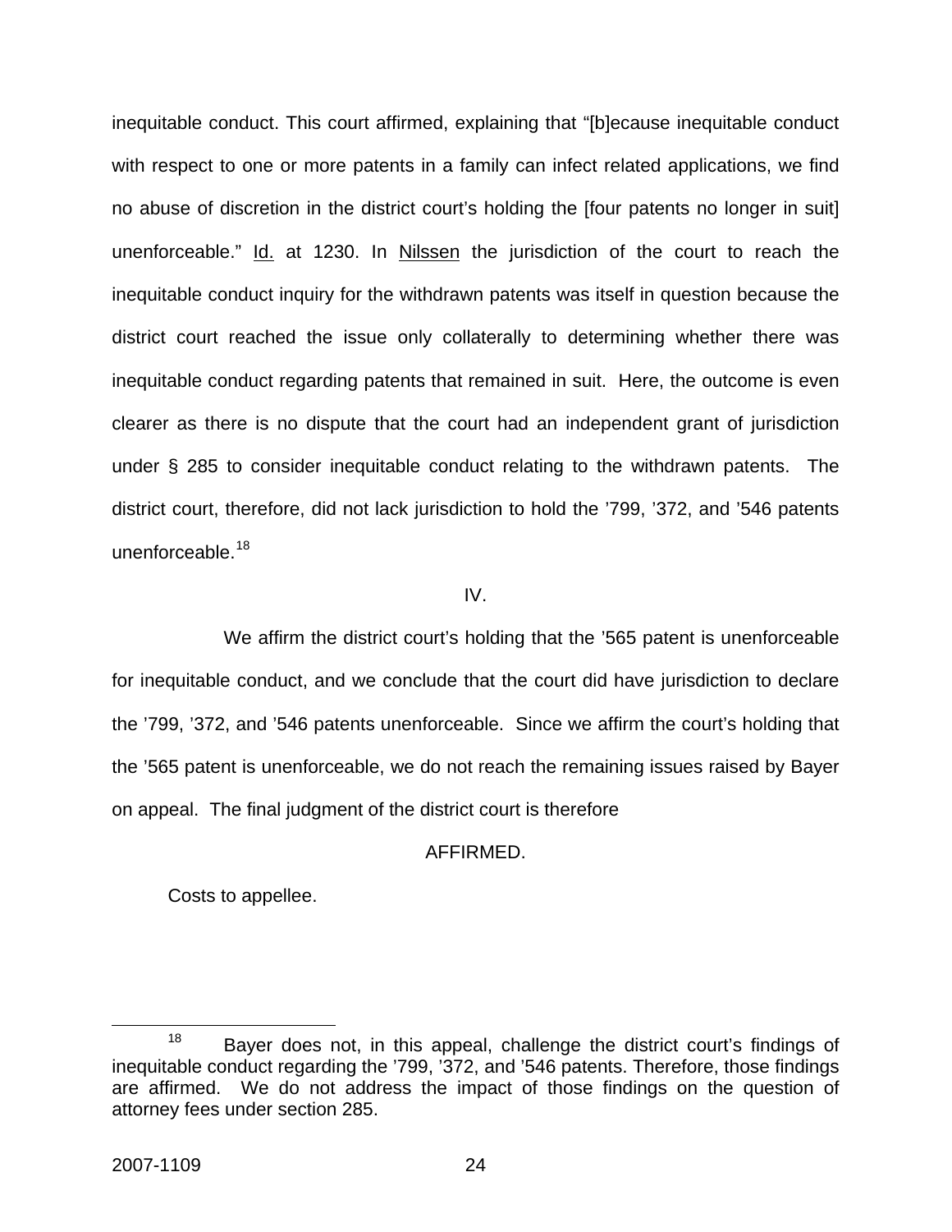inequitable conduct. This court affirmed, explaining that "[b]ecause inequitable conduct with respect to one or more patents in a family can infect related applications, we find no abuse of discretion in the district court's holding the [four patents no longer in suit] unenforceable." Id. at 1230. In Nilssen the jurisdiction of the court to reach the inequitable conduct inquiry for the withdrawn patents was itself in question because the district court reached the issue only collaterally to determining whether there was inequitable conduct regarding patents that remained in suit. Here, the outcome is even clearer as there is no dispute that the court had an independent grant of jurisdiction under § 285 to consider inequitable conduct relating to the withdrawn patents. The district court, therefore, did not lack jurisdiction to hold the '799, '372, and '546 patents unenforceable.[18]

## IV.

We affirm the district court's holding that the '565 patent is unenforceable for inequitable conduct, and we conclude that the court did have jurisdiction to declare the '799, '372, and '546 patents unenforceable. Since we affirm the court's holding that the '565 patent is unenforceable, we do not reach the remaining issues raised by Bayer on appeal. The final judgment of the district court is therefore

AFFIRMED.

Costs to appellee.

---

[18] Bayer does not, in this appeal, challenge the district court's findings of inequitable conduct regarding the '799, '372, and '546 patents. Therefore, those findings are affirmed. We do not address the impact of those findings on the question of attorney fees under section 285.